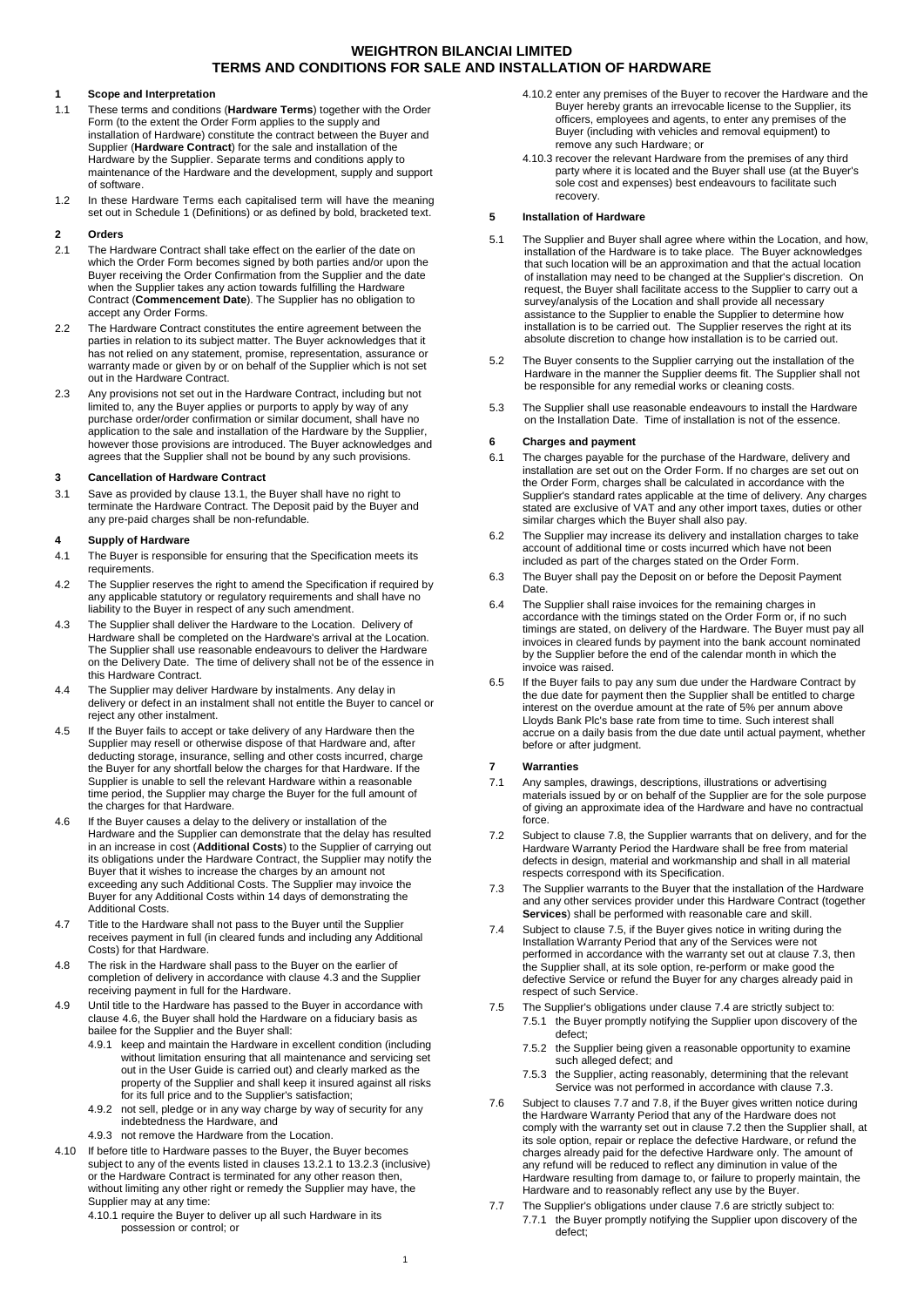# WEIGHTRON BILANCIAI LIMITED
# TERMS AND CONDITIONS FOR SALE AND INSTALLATION OF HARDWARE

## 1 Scope and Interpretation

1.1 These terms and conditions (**Hardware Terms**) together with the Order Form (to the extent the Order Form applies to the supply and installation of Hardware) constitute the contract between the Buyer and Supplier (**Hardware Contract**) for the sale and installation of the Hardware by the Supplier. Separate terms and conditions apply to maintenance of the Hardware and the development, supply and support of software.

1.2 In these Hardware Terms each capitalised term will have the meaning set out in Schedule 1 (Definitions) or as defined by bold, bracketed text.

## 2 Orders

2.1 The Hardware Contract shall take effect on the earlier of the date on which the Order Form becomes signed by both parties and/or upon the Buyer receiving the Order Confirmation from the Supplier and the date when the Supplier takes any action towards fulfilling the Hardware Contract (**Commencement Date**). The Supplier has no obligation to accept any Order Forms.

2.2 The Hardware Contract constitutes the entire agreement between the parties in relation to its subject matter. The Buyer acknowledges that it has not relied on any statement, promise, representation, assurance or warranty made or given by or on behalf of the Supplier which is not set out in the Hardware Contract.

2.3 Any provisions not set out in the Hardware Contract, including but not limited to, any the Buyer applies or purports to apply by way of any purchase order/order confirmation or similar document, shall have no application to the sale and installation of the Hardware by the Supplier, however those provisions are introduced. The Buyer acknowledges and agrees that the Supplier shall not be bound by any such provisions.

## 3 Cancellation of Hardware Contract

3.1 Save as provided by clause 13.1, the Buyer shall have no right to terminate the Hardware Contract. The Deposit paid by the Buyer and any pre-paid charges shall be non-refundable.

## 4 Supply of Hardware

4.1 The Buyer is responsible for ensuring that the Specification meets its requirements.

4.2 The Supplier reserves the right to amend the Specification if required by any applicable statutory or regulatory requirements and shall have no liability to the Buyer in respect of any such amendment.

4.3 The Supplier shall deliver the Hardware to the Location. Delivery of Hardware shall be completed on the Hardware's arrival at the Location. The Supplier shall use reasonable endeavours to deliver the Hardware on the Delivery Date. The time of delivery shall not be of the essence in this Hardware Contract.

4.4 The Supplier may deliver Hardware by instalments. Any delay in delivery or defect in an instalment shall not entitle the Buyer to cancel or reject any other instalment.

4.5 If the Buyer fails to accept or take delivery of any Hardware then the Supplier may resell or otherwise dispose of that Hardware and, after deducting storage, insurance, selling and other costs incurred, charge the Buyer for any shortfall below the charges for that Hardware. If the Supplier is unable to sell the relevant Hardware within a reasonable time period, the Supplier may charge the Buyer for the full amount of the charges for that Hardware.

4.6 If the Buyer causes a delay to the delivery or installation of the Hardware and the Supplier can demonstrate that the delay has resulted in an increase in cost (**Additional Costs**) to the Supplier of carrying out its obligations under the Hardware Contract, the Supplier may notify the Buyer that it wishes to increase the charges by an amount not exceeding any such Additional Costs. The Supplier may invoice the Buyer for any Additional Costs within 14 days of demonstrating the Additional Costs.

4.7 Title to the Hardware shall not pass to the Buyer until the Supplier receives payment in full (in cleared funds and including any Additional Costs) for that Hardware.

4.8 The risk in the Hardware shall pass to the Buyer on the earlier of completion of delivery in accordance with clause 4.3 and the Supplier receiving payment in full for the Hardware.

4.9 Until title to the Hardware has passed to the Buyer in accordance with clause 4.6, the Buyer shall hold the Hardware on a fiduciary basis as bailee for the Supplier and the Buyer shall:

4.9.1 keep and maintain the Hardware in excellent condition (including without limitation ensuring that all maintenance and servicing set out in the User Guide is carried out) and clearly marked as the property of the Supplier and shall keep it insured against all risks for its full price and to the Supplier's satisfaction;

4.9.2 not sell, pledge or in any way charge by way of security for any indebtedness the Hardware, and

4.9.3 not remove the Hardware from the Location.

4.10 If before title to Hardware passes to the Buyer, the Buyer becomes subject to any of the events listed in clauses 13.2.1 to 13.2.3 (inclusive) or the Hardware Contract is terminated for any other reason then, without limiting any other right or remedy the Supplier may have, the Supplier may at any time:

4.10.1 require the Buyer to deliver up all such Hardware in its possession or control; or

4.10.2 enter any premises of the Buyer to recover the Hardware and the Buyer hereby grants an irrevocable license to the Supplier, its officers, employees and agents, to enter any premises of the Buyer (including with vehicles and removal equipment) to remove any such Hardware; or

4.10.3 recover the relevant Hardware from the premises of any third party where it is located and the Buyer shall use (at the Buyer's sole cost and expenses) best endeavours to facilitate such recovery.

## 5 Installation of Hardware

5.1 The Supplier and Buyer shall agree where within the Location, and how, installation of the Hardware is to take place. The Buyer acknowledges that such location will be an approximation and that the actual location of installation may need to be changed at the Supplier's discretion. On request, the Buyer shall facilitate access to the Supplier to carry out a survey/analysis of the Location and shall provide all necessary assistance to the Supplier to enable the Supplier to determine how installation is to be carried out. The Supplier reserves the right at its absolute discretion to change how installation is to be carried out.

5.2 The Buyer consents to the Supplier carrying out the installation of the Hardware in the manner the Supplier deems fit. The Supplier shall not be responsible for any remedial works or cleaning costs.

5.3 The Supplier shall use reasonable endeavours to install the Hardware on the Installation Date. Time of installation is not of the essence.

## 6 Charges and payment

6.1 The charges payable for the purchase of the Hardware, delivery and installation are set out on the Order Form. If no charges are set out on the Order Form, charges shall be calculated in accordance with the Supplier's standard rates applicable at the time of delivery. Any charges stated are exclusive of VAT and any other import taxes, duties or other similar charges which the Buyer shall also pay.

6.2 The Supplier may increase its delivery and installation charges to take account of additional time or costs incurred which have not been included as part of the charges stated on the Order Form.

6.3 The Buyer shall pay the Deposit on or before the Deposit Payment Date.

6.4 The Supplier shall raise invoices for the remaining charges in accordance with the timings stated on the Order Form or, if no such timings are stated, on delivery of the Hardware. The Buyer must pay all invoices in cleared funds by payment into the bank account nominated by the Supplier before the end of the calendar month in which the invoice was raised.

6.5 If the Buyer fails to pay any sum due under the Hardware Contract by the due date for payment then the Supplier shall be entitled to charge interest on the overdue amount at the rate of 5% per annum above Lloyds Bank Plc's base rate from time to time. Such interest shall accrue on a daily basis from the due date until actual payment, whether before or after judgment.

## 7 Warranties

7.1 Any samples, drawings, descriptions, illustrations or advertising materials issued by or on behalf of the Supplier are for the sole purpose of giving an approximate idea of the Hardware and have no contractual force.

7.2 Subject to clause 7.8, the Supplier warrants that on delivery, and for the Hardware Warranty Period the Hardware shall be free from material defects in design, material and workmanship and shall in all material respects correspond with its Specification.

7.3 The Supplier warrants to the Buyer that the installation of the Hardware and any other services provider under this Hardware Contract (together **Services**) shall be performed with reasonable care and skill.

7.4 Subject to clause 7.5, if the Buyer gives notice in writing during the Installation Warranty Period that any of the Services were not performed in accordance with the warranty set out at clause 7.3, then the Supplier shall, at its sole option, re-perform or make good the defective Service or refund the Buyer for any charges already paid in respect of such Service.

7.5 The Supplier's obligations under clause 7.4 are strictly subject to:

7.5.1 the Buyer promptly notifying the Supplier upon discovery of the defect;

7.5.2 the Supplier being given a reasonable opportunity to examine such alleged defect; and

7.5.3 the Supplier, acting reasonably, determining that the relevant Service was not performed in accordance with clause 7.3.

7.6 Subject to clauses 7.7 and 7.8, if the Buyer gives written notice during the Hardware Warranty Period that any of the Hardware does not comply with the warranty set out in clause 7.2 then the Supplier shall, at its sole option, repair or replace the defective Hardware, or refund the charges already paid for the defective Hardware only. The amount of any refund will be reduced to reflect any diminution in value of the Hardware resulting from damage to, or failure to properly maintain, the Hardware and to reasonably reflect any use by the Buyer.

7.7 The Supplier's obligations under clause 7.6 are strictly subject to:

7.7.1 the Buyer promptly notifying the Supplier upon discovery of the defect;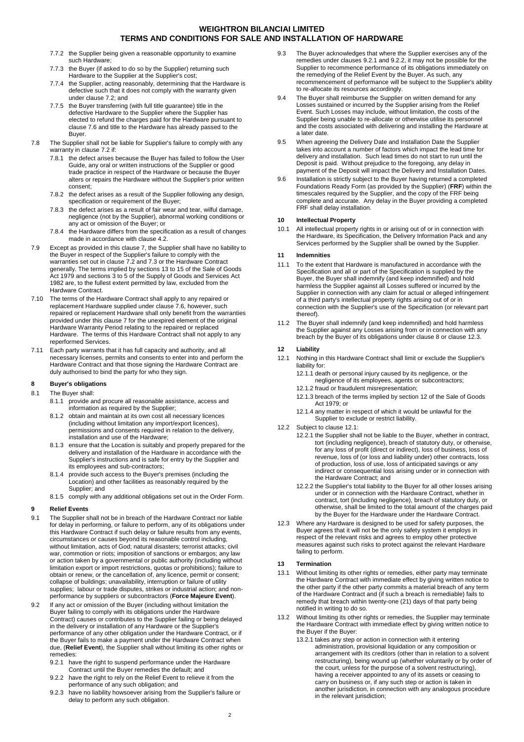7.7.2 the Supplier being given a reasonable opportunity to examine such Hardware;

7.7.3 the Buyer (if asked to do so by the Supplier) returning such Hardware to the Supplier at the Supplier's cost;

7.7.4 the Supplier, acting reasonably, determining that the Hardware is defective such that it does not comply with the warranty given under clause 7.2; and

7.7.5 the Buyer transferring (with full title guarantee) title in the defective Hardware to the Supplier where the Supplier has elected to refund the charges paid for the Hardware pursuant to clause 7.6 and title to the Hardware has already passed to the Buyer.

7.8 The Supplier shall not be liable for Supplier's failure to comply with any warranty in clause 7.2 if:

7.8.1 the defect arises because the Buyer has failed to follow the User Guide, any oral or written instructions of the Supplier or good trade practice in respect of the Hardware or because the Buyer alters or repairs the Hardware without the Supplier's prior written consent;

7.8.2 the defect arises as a result of the Supplier following any design, specification or requirement of the Buyer;

7.8.3 the defect arises as a result of fair wear and tear, wilful damage, negligence (not by the Supplier), abnormal working conditions or any act or omission of the Buyer; or

7.8.4 the Hardware differs from the specification as a result of changes made in accordance with clause 4.2.

7.9 Except as provided in this clause 7, the Supplier shall have no liability to the Buyer in respect of the Supplier's failure to comply with the warranties set out in clause 7.2 and 7.3 or the Hardware Contract generally. The terms implied by sections 13 to 15 of the Sale of Goods Act 1979 and sections 3 to 5 of the Supply of Goods and Services Act 1982 are, to the fullest extent permitted by law, excluded from the Hardware Contract.

7.10 The terms of the Hardware Contract shall apply to any repaired or replacement Hardware supplied under clause 7.6, however, such repaired or replacement Hardware shall only benefit from the warranties provided under this clause 7 for the unexpired element of the original Hardware Warranty Period relating to the repaired or replaced Hardware. The terms of this Hardware Contract shall not apply to any reperformed Services.

7.11 Each party warrants that it has full capacity and authority, and all necessary licenses, permits and consents to enter into and perform the Hardware Contract and that those signing the Hardware Contract are duly authorised to bind the party for who they sign.

## 8 Buyer's obligations

8.1 The Buyer shall:

8.1.1 provide and procure all reasonable assistance, access and information as required by the Supplier;

8.1.2 obtain and maintain at its own cost all necessary licences (including without limitation any import/export licences), permissions and consents required in relation to the delivery, installation and use of the Hardware;

8.1.3 ensure that the Location is suitably and properly prepared for the delivery and installation of the Hardware in accordance with the Supplier's instructions and is safe for entry by the Supplier and its employees and sub-contractors;

8.1.4 provide such access to the Buyer's premises (including the Location) and other facilities as reasonably required by the Supplier; and

8.1.5 comply with any additional obligations set out in the Order Form.

## 9 Relief Events

9.1 The Supplier shall not be in breach of the Hardware Contract nor liable for delay in performing, or failure to perform, any of its obligations under this Hardware Contract if such delay or failure results from any events, circumstances or causes beyond its reasonable control including, without limitation, acts of God; natural disasters; terrorist attacks; civil war, commotion or riots; imposition of sanctions or embargos; any law or action taken by a governmental or public authority (including without limitation export or import restrictions, quotas or prohibitions); failure to obtain or renew, or the cancellation of, any licence, permit or consent; collapse of buildings; unavailability, interruption or failure of utility supplies; labour or trade disputes, strikes or industrial action; and non-performance by suppliers or subcontractors (**Force Majeure Event**).

9.2 If any act or omission of the Buyer (including without limitation the Buyer failing to comply with its obligations under the Hardware Contract) causes or contributes to the Supplier failing or being delayed in the delivery or installation of any Hardware or the Supplier's performance of any other obligation under the Hardware Contract, or if the Buyer fails to make a payment under the Hardware Contract when due, (**Relief Event**), the Supplier shall without limiting its other rights or remedies:

9.2.1 have the right to suspend performance under the Hardware Contract until the Buyer remedies the default; and

9.2.2 have the right to rely on the Relief Event to relieve it from the performance of any such obligation; and

9.2.3 have no liability howsoever arising from the Supplier's failure or delay to perform any such obligation.

9.3 The Buyer acknowledges that where the Supplier exercises any of the remedies under clauses 9.2.1 and 9.2.2, it may not be possible for the Supplier to recommence performance of its obligations immediately on the remedying of the Relief Event by the Buyer. As such, any recommencement of performance will be subject to the Supplier's ability to re-allocate its resources accordingly.

9.4 The Buyer shall reimburse the Supplier on written demand for any Losses sustained or incurred by the Supplier arising from the Relief Event. Such Losses may include, without limitation, the costs of the Supplier being unable to re-allocate or otherwise utilise its personnel and the costs associated with delivering and installing the Hardware at a later date.

9.5 When agreeing the Delivery Date and Installation Date the Supplier takes into account a number of factors which impact the lead time for delivery and installation. Such lead times do not start to run until the Deposit is paid. Without prejudice to the foregoing, any delay in payment of the Deposit will impact the Delivery and Installation Dates.

9.6 Installation is strictly subject to the Buyer having returned a completed Foundations Ready Form (as provided by the Supplier) (**FRF**) within the timescales required by the Supplier, and the copy of the FRF being complete and accurate. Any delay in the Buyer providing a completed FRF shall delay installation.

## 10 Intellectual Property

10.1 All intellectual property rights in or arising out of or in connection with the Hardware, its Specification, the Delivery Information Pack and any Services performed by the Supplier shall be owned by the Supplier.

## 11 Indemnities

11.1 To the extent that Hardware is manufactured in accordance with the Specification and all or part of the Specification is supplied by the Buyer, the Buyer shall indemnify (and keep indemnified) and hold harmless the Supplier against all Losses suffered or incurred by the Supplier in connection with any claim for actual or alleged infringement of a third party's intellectual property rights arising out of or in connection with the Supplier's use of the Specification (or relevant part thereof).

11.2 The Buyer shall indemnify (and keep indemnified) and hold harmless the Supplier against any Losses arising from or in connection with any breach by the Buyer of its obligations under clause 8 or clause 12.3.

## 12 Liability

12.1 Nothing in this Hardware Contract shall limit or exclude the Supplier's liability for:

12.1.1 death or personal injury caused by its negligence, or the negligence of its employees, agents or subcontractors;

12.1.2 fraud or fraudulent misrepresentation;

12.1.3 breach of the terms implied by section 12 of the Sale of Goods Act 1979; or

12.1.4 any matter in respect of which it would be unlawful for the Supplier to exclude or restrict liability.

12.2 Subject to clause 12.1:

12.2.1 the Supplier shall not be liable to the Buyer, whether in contract, tort (including negligence), breach of statutory duty, or otherwise, for any loss of profit (direct or indirect), loss of business, loss of revenue, loss of (or loss and liability under) other contracts, loss of production, loss of use, loss of anticipated savings or any indirect or consequential loss arising under or in connection with the Hardware Contract; and

12.2.2 the Supplier's total liability to the Buyer for all other losses arising under or in connection with the Hardware Contract, whether in contract, tort (including negligence), breach of statutory duty, or otherwise, shall be limited to the total amount of the charges paid by the Buyer for the Hardware under the Hardware Contract.

12.3 Where any Hardware is designed to be used for safety purposes, the Buyer agrees that it will not be the only safety system it employs in respect of the relevant risks and agrees to employ other protective measures against such risks to protect against the relevant Hardware failing to perform.

## 13 Termination

13.1 Without limiting its other rights or remedies, either party may terminate the Hardware Contract with immediate effect by giving written notice to the other party if the other party commits a material breach of any term of the Hardware Contract and (if such a breach is remediable) fails to remedy that breach within twenty-one (21) days of that party being notified in writing to do so.

13.2 Without limiting its other rights or remedies, the Supplier may terminate the Hardware Contract with immediate effect by giving written notice to the Buyer if the Buyer:

13.2.1 takes any step or action in connection with it entering administration, provisional liquidation or any composition or arrangement with its creditors (other than in relation to a solvent restructuring), being wound up (whether voluntarily or by order of the court, unless for the purpose of a solvent restructuring), having a receiver appointed to any of its assets or ceasing to carry on business or, if any such step or action is taken in another jurisdiction, in connection with any analogous procedure in the relevant jurisdiction;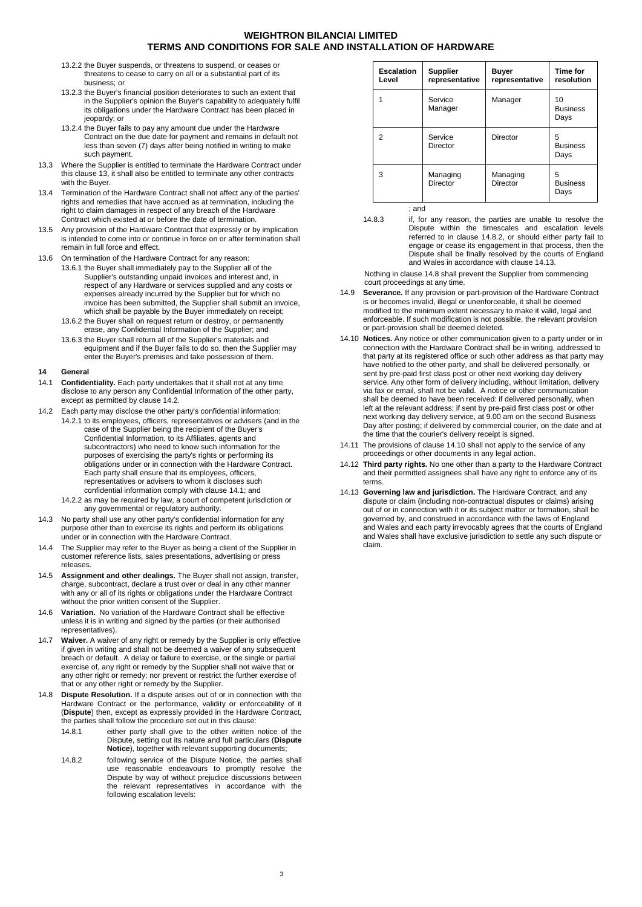13.2.2 the Buyer suspends, or threatens to suspend, or ceases or threatens to cease to carry on all or a substantial part of its business; or

13.2.3 the Buyer's financial position deteriorates to such an extent that in the Supplier's opinion the Buyer's capability to adequately fulfil its obligations under the Hardware Contract has been placed in jeopardy; or

13.2.4 the Buyer fails to pay any amount due under the Hardware Contract on the due date for payment and remains in default not less than seven (7) days after being notified in writing to make such payment.

13.3 Where the Supplier is entitled to terminate the Hardware Contract under this clause 13, it shall also be entitled to terminate any other contracts with the Buyer.

13.4 Termination of the Hardware Contract shall not affect any of the parties' rights and remedies that have accrued as at termination, including the right to claim damages in respect of any breach of the Hardware Contract which existed at or before the date of termination.

13.5 Any provision of the Hardware Contract that expressly or by implication is intended to come into or continue in force on or after termination shall remain in full force and effect.

13.6 On termination of the Hardware Contract for any reason:

13.6.1 the Buyer shall immediately pay to the Supplier all of the Supplier's outstanding unpaid invoices and interest and, in respect of any Hardware or services supplied and any costs or expenses already incurred by the Supplier but for which no invoice has been submitted, the Supplier shall submit an invoice, which shall be payable by the Buyer immediately on receipt;

13.6.2 the Buyer shall on request return or destroy, or permanently erase, any Confidential Information of the Supplier; and

13.6.3 the Buyer shall return all of the Supplier's materials and equipment and if the Buyer fails to do so, then the Supplier may enter the Buyer's premises and take possession of them.

## 14 General

14.1 **Confidentiality.** Each party undertakes that it shall not at any time disclose to any person any Confidential Information of the other party, except as permitted by clause 14.2.

14.2 Each party may disclose the other party's confidential information:

14.2.1 to its employees, officers, representatives or advisers (and in the case of the Supplier being the recipient of the Buyer's Confidential Information, to its Affiliates, agents and subcontractors) who need to know such information for the purposes of exercising the party's rights or performing its obligations under or in connection with the Hardware Contract. Each party shall ensure that its employees, officers, representatives or advisers to whom it discloses such confidential information comply with clause 14.1; and

14.2.2 as may be required by law, a court of competent jurisdiction or any governmental or regulatory authority.

14.3 No party shall use any other party's confidential information for any purpose other than to exercise its rights and perform its obligations under or in connection with the Hardware Contract.

14.4 The Supplier may refer to the Buyer as being a client of the Supplier in customer reference lists, sales presentations, advertising or press releases.

14.5 **Assignment and other dealings.** The Buyer shall not assign, transfer, charge, subcontract, declare a trust over or deal in any other manner with any or all of its rights or obligations under the Hardware Contract without the prior written consent of the Supplier.

14.6 **Variation.** No variation of the Hardware Contract shall be effective unless it is in writing and signed by the parties (or their authorised representatives).

14.7 **Waiver.** A waiver of any right or remedy by the Supplier is only effective if given in writing and shall not be deemed a waiver of any subsequent breach or default. A delay or failure to exercise, or the single or partial exercise of, any right or remedy by the Supplier shall not waive that or any other right or remedy; nor prevent or restrict the further exercise of that or any other right or remedy by the Supplier.

14.8 **Dispute Resolution.** If a dispute arises out of or in connection with the Hardware Contract or the performance, validity or enforceability of it (**Dispute**) then, except as expressly provided in the Hardware Contract, the parties shall follow the procedure set out in this clause:

14.8.1 either party shall give to the other written notice of the Dispute, setting out its nature and full particulars (**Dispute Notice**), together with relevant supporting documents;

14.8.2 following service of the Dispute Notice, the parties shall use reasonable endeavours to promptly resolve the Dispute by way of without prejudice discussions between the relevant representatives in accordance with the following escalation levels:

| Escalation Level | Supplier representative | Buyer representative | Time for resolution |
|---|---|---|---|
| 1 | Service Manager | Manager | 10 Business Days |
| 2 | Service Director | Director | 5 Business Days |
| 3 | Managing Director | Managing Director | 5 Business Days |

; and

14.8.3 if, for any reason, the parties are unable to resolve the Dispute within the timescales and escalation levels referred to in clause 14.8.2, or should either party fail to engage or cease its engagement in that process, then the Dispute shall be finally resolved by the courts of England and Wales in accordance with clause 14.13.

Nothing in clause 14.8 shall prevent the Supplier from commencing court proceedings at any time.

14.9 **Severance.** If any provision or part-provision of the Hardware Contract is or becomes invalid, illegal or unenforceable, it shall be deemed modified to the minimum extent necessary to make it valid, legal and enforceable. If such modification is not possible, the relevant provision or part-provision shall be deemed deleted.

14.10 **Notices.** Any notice or other communication given to a party under or in connection with the Hardware Contract shall be in writing, addressed to that party at its registered office or such other address as that party may have notified to the other party, and shall be delivered personally, or sent by pre-paid first class post or other next working day delivery service. Any other form of delivery including, without limitation, delivery via fax or email, shall not be valid. A notice or other communication shall be deemed to have been received: if delivered personally, when left at the relevant address; if sent by pre-paid first class post or other next working day delivery service, at 9.00 am on the second Business Day after posting; if delivered by commercial courier, on the date and at the time that the courier's delivery receipt is signed.

14.11 The provisions of clause 14.10 shall not apply to the service of any proceedings or other documents in any legal action.

14.12 **Third party rights.** No one other than a party to the Hardware Contract and their permitted assignees shall have any right to enforce any of its terms.

14.13 **Governing law and jurisdiction.** The Hardware Contract, and any dispute or claim (including non-contractual disputes or claims) arising out of or in connection with it or its subject matter or formation, shall be governed by, and construed in accordance with the laws of England and Wales and each party irrevocably agrees that the courts of England and Wales shall have exclusive jurisdiction to settle any such dispute or claim.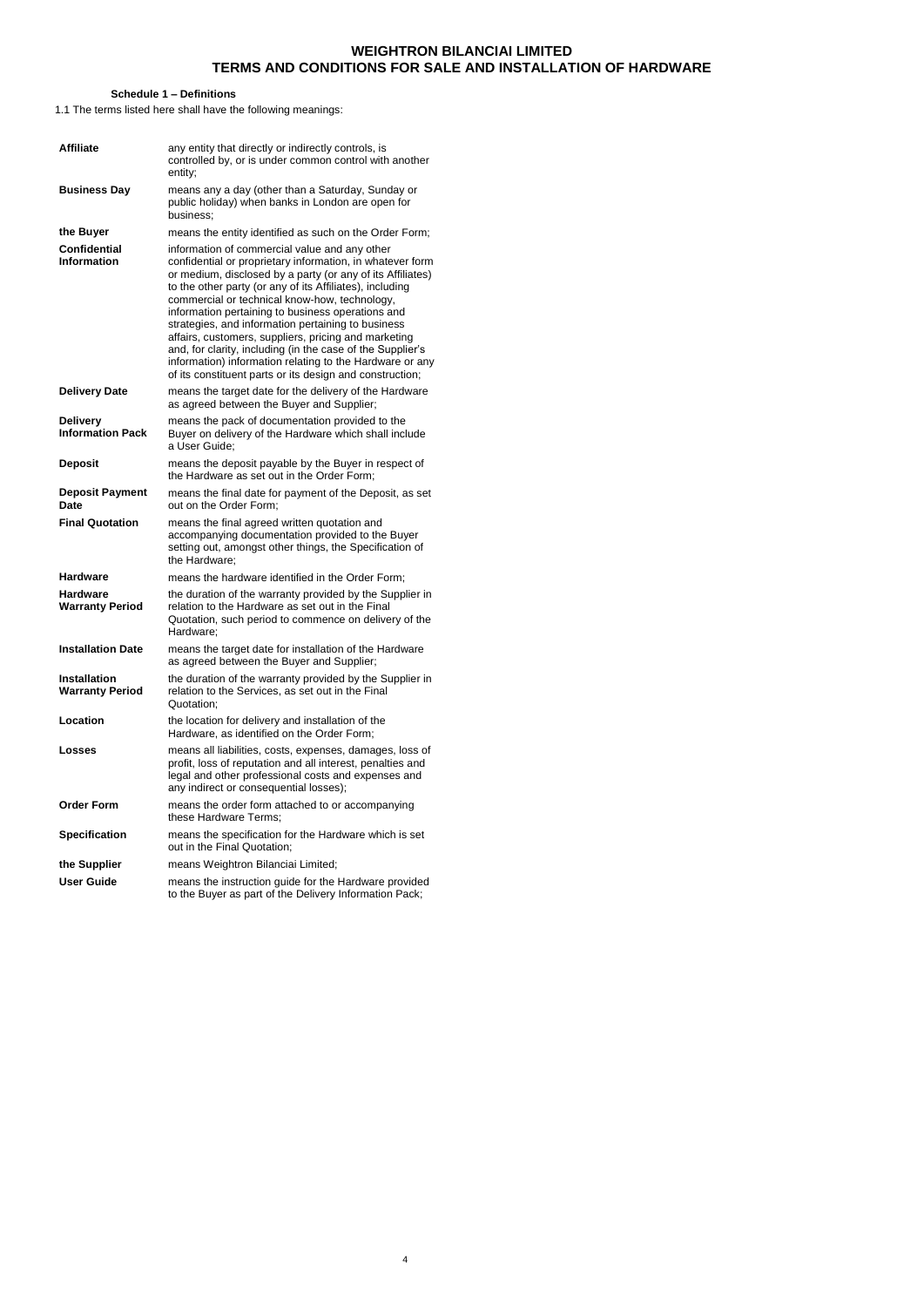# WEIGHTRON BILANCIAI LIMITED
# TERMS AND CONDITIONS FOR SALE AND INSTALLATION OF HARDWARE

### Schedule 1 – Definitions

1.1 The terms listed here shall have the following meanings:

| | |
|---|---|
| **Affiliate** | any entity that directly or indirectly controls, is controlled by, or is under common control with another entity; |
| **Business Day** | means any a day (other than a Saturday, Sunday or public holiday) when banks in London are open for business; |
| **the Buyer** | means the entity identified as such on the Order Form; |
| **Confidential Information** | information of commercial value and any other confidential or proprietary information, in whatever form or medium, disclosed by a party (or any of its Affiliates) to the other party (or any of its Affiliates), including commercial or technical know-how, technology, information pertaining to business operations and strategies, and information pertaining to business affairs, customers, suppliers, pricing and marketing and, for clarity, including (in the case of the Supplier's information) information relating to the Hardware or any of its constituent parts or its design and construction; |
| **Delivery Date** | means the target date for the delivery of the Hardware as agreed between the Buyer and Supplier; |
| **Delivery Information Pack** | means the pack of documentation provided to the Buyer on delivery of the Hardware which shall include a User Guide; |
| **Deposit** | means the deposit payable by the Buyer in respect of the Hardware as set out in the Order Form; |
| **Deposit Payment Date** | means the final date for payment of the Deposit, as set out on the Order Form; |
| **Final Quotation** | means the final agreed written quotation and accompanying documentation provided to the Buyer setting out, amongst other things, the Specification of the Hardware; |
| **Hardware** | means the hardware identified in the Order Form; |
| **Hardware Warranty Period** | the duration of the warranty provided by the Supplier in relation to the Hardware as set out in the Final Quotation, such period to commence on delivery of the Hardware; |
| **Installation Date** | means the target date for installation of the Hardware as agreed between the Buyer and Supplier; |
| **Installation Warranty Period** | the duration of the warranty provided by the Supplier in relation to the Services, as set out in the Final Quotation; |
| **Location** | the location for delivery and installation of the Hardware, as identified on the Order Form; |
| **Losses** | means all liabilities, costs, expenses, damages, loss of profit, loss of reputation and all interest, penalties and legal and other professional costs and expenses and any indirect or consequential losses); |
| **Order Form** | means the order form attached to or accompanying these Hardware Terms; |
| **Specification** | means the specification for the Hardware which is set out in the Final Quotation; |
| **the Supplier** | means Weightron Bilanciai Limited; |
| **User Guide** | means the instruction guide for the Hardware provided to the Buyer as part of the Delivery Information Pack; |